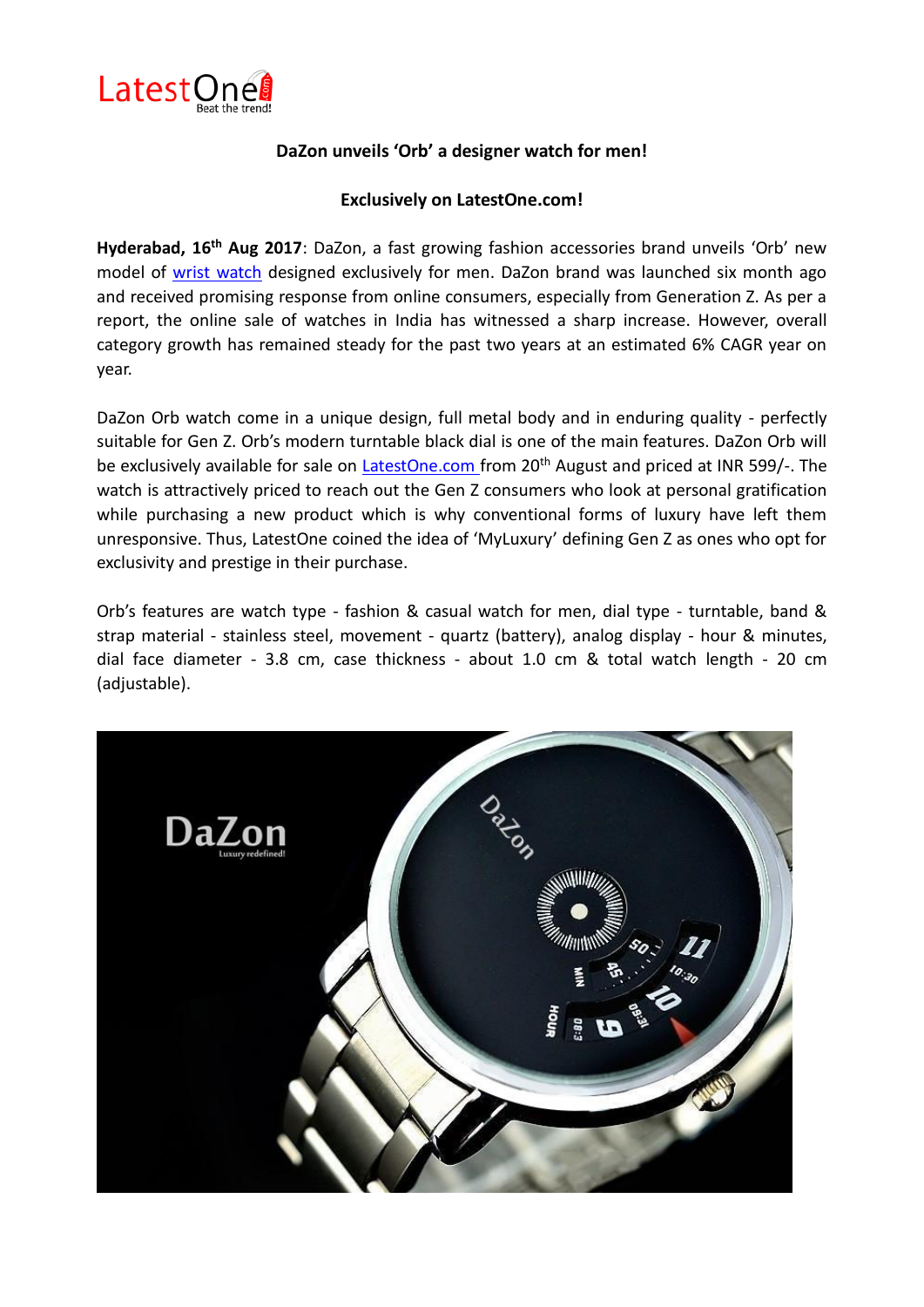LatestOne
Beat the trend!

**DaZon unveils 'Orb' a designer watch for men!**

**Exclusively on LatestOne.com!**

**Hyderabad, 16th Aug 2017**: DaZon, a fast growing fashion accessories brand unveils 'Orb' new model of wrist watch designed exclusively for men. DaZon brand was launched six month ago and received promising response from online consumers, especially from Generation Z. As per a report, the online sale of watches in India has witnessed a sharp increase. However, overall category growth has remained steady for the past two years at an estimated 6% CAGR year on year.

DaZon Orb watch come in a unique design, full metal body and in enduring quality - perfectly suitable for Gen Z. Orb's modern turntable black dial is one of the main features. DaZon Orb will be exclusively available for sale on LatestOne.com from 20th August and priced at INR 599/-. The watch is attractively priced to reach out the Gen Z consumers who look at personal gratification while purchasing a new product which is why conventional forms of luxury have left them unresponsive. Thus, LatestOne coined the idea of 'MyLuxury' defining Gen Z as ones who opt for exclusivity and prestige in their purchase.

Orb's features are watch type - fashion & casual watch for men, dial type - turntable, band & strap material - stainless steel, movement - quartz (battery), analog display - hour & minutes, dial face diameter - 3.8 cm, case thickness - about 1.0 cm & total watch length - 20 cm (adjustable).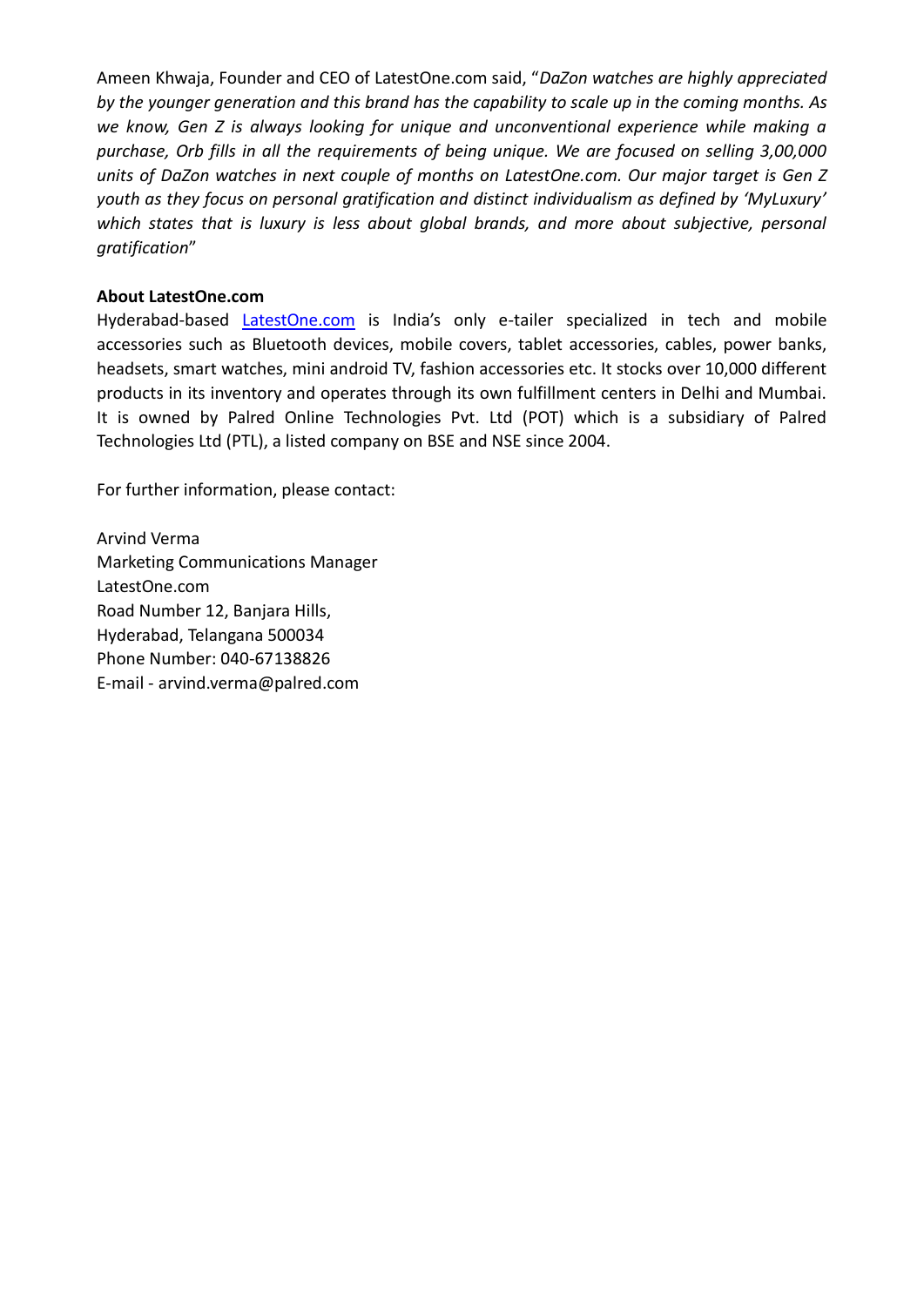Ameen Khwaja, Founder and CEO of LatestOne.com said, "*DaZon watches are highly appreciated by the younger generation and this brand has the capability to scale up in the coming months. As we know, Gen Z is always looking for unique and unconventional experience while making a purchase, Orb fills in all the requirements of being unique. We are focused on selling 3,00,000 units of DaZon watches in next couple of months on LatestOne.com. Our major target is Gen Z youth as they focus on personal gratification and distinct individualism as defined by 'MyLuxury' which states that is luxury is less about global brands, and more about subjective, personal gratification*"

**About LatestOne.com**

Hyderabad-based [LatestOne.com](LatestOne.com) is India's only e-tailer specialized in tech and mobile accessories such as Bluetooth devices, mobile covers, tablet accessories, cables, power banks, headsets, smart watches, mini android TV, fashion accessories etc. It stocks over 10,000 different products in its inventory and operates through its own fulfillment centers in Delhi and Mumbai. It is owned by Palred Online Technologies Pvt. Ltd (POT) which is a subsidiary of Palred Technologies Ltd (PTL), a listed company on BSE and NSE since 2004.

For further information, please contact:

Arvind Verma
Marketing Communications Manager
LatestOne.com
Road Number 12, Banjara Hills,
Hyderabad, Telangana 500034
Phone Number: 040-67138826
E-mail - arvind.verma@palred.com